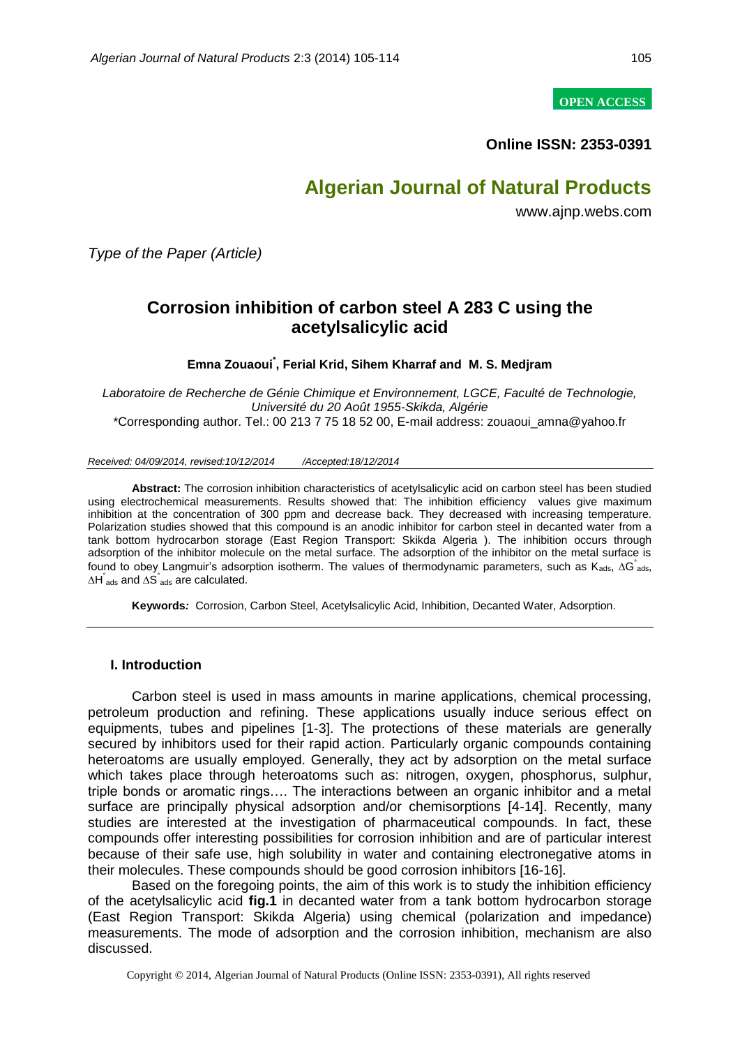OPEN ACCESS

**Online ISSN: 2353-0391**

# Algerian Journal of Natural Products

www.ajnp.webs.com

*Type of the Paper (Article)*

## Corrosion inhibition of carbon steel A 283 C using the acetylsalicylic acid

**Emna Zouaoui\*, Ferial Krid, Sihem Kharraf and M. S. Medjram**

*Laboratoire de Recherche de Génie Chimique et Environnement, LGCE, Faculté de Technologie, Université du 20 Août 1955-Skikda, Algérie*

\*Corresponding author. Tel.: 00 213 7 75 18 52 00, E-mail address: zouaoui_amna@yahoo.fr

*Received: 04/09/2014, revised:10/12/2014 /Accepted:18/12/2014*

**Abstract:** The corrosion inhibition characteristics of acetylsalicylic acid on carbon steel has been studied using electrochemical measurements. Results showed that: The inhibition efficiency values give maximum inhibition at the concentration of 300 ppm and decrease back. They decreased with increasing temperature. Polarization studies showed that this compound is an anodic inhibitor for carbon steel in decanted water from a tank bottom hydrocarbon storage (East Region Transport: Skikda Algeria ). The inhibition occurs through adsorption of the inhibitor molecule on the metal surface. The adsorption of the inhibitor on the metal surface is found to obey Langmuir's adsorption isotherm. The values of thermodynamic parameters, such as $K_{ads}$, $\Delta G^{\circ}_{ads}$, $\Delta H^{\circ}_{ads}$ and $\Delta S^{\circ}_{ads}$ are calculated.

**Keywords:** Corrosion, Carbon Steel, Acetylsalicylic Acid, Inhibition, Decanted Water, Adsorption.

### I. Introduction

Carbon steel is used in mass amounts in marine applications, chemical processing, petroleum production and refining. These applications usually induce serious effect on equipments, tubes and pipelines [1-3]. The protections of these materials are generally secured by inhibitors used for their rapid action. Particularly organic compounds containing heteroatoms are usually employed. Generally, they act by adsorption on the metal surface which takes place through heteroatoms such as: nitrogen, oxygen, phosphorus, sulphur, triple bonds or aromatic rings…. The interactions between an organic inhibitor and a metal surface are principally physical adsorption and/or chemisorptions [4-14]. Recently, many studies are interested at the investigation of pharmaceutical compounds. In fact, these compounds offer interesting possibilities for corrosion inhibition and are of particular interest because of their safe use, high solubility in water and containing electronegative atoms in their molecules. These compounds should be good corrosion inhibitors [16-16].

Based on the foregoing points, the aim of this work is to study the inhibition efficiency of the acetylsalicylic acid **fig.1** in decanted water from a tank bottom hydrocarbon storage (East Region Transport: Skikda Algeria) using chemical (polarization and impedance) measurements. The mode of adsorption and the corrosion inhibition, mechanism are also discussed.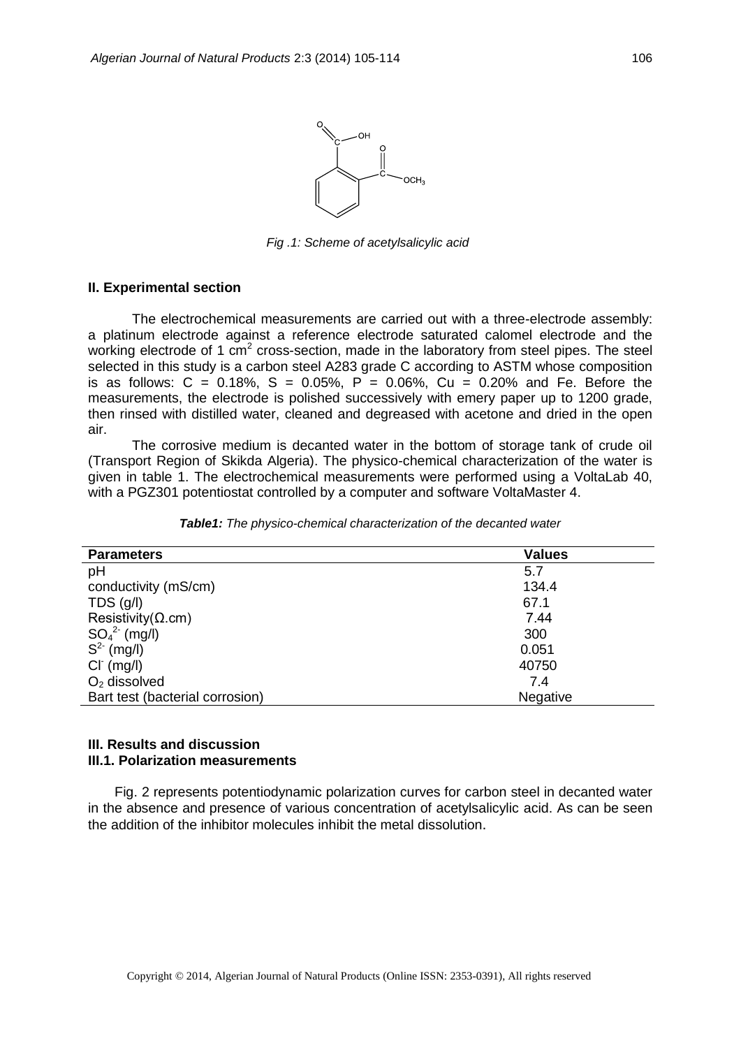*Fig .1: Scheme of acetylsalicylic acid*

## II. Experimental section

The electrochemical measurements are carried out with a three-electrode assembly: a platinum electrode against a reference electrode saturated calomel electrode and the working electrode of 1 $cm^2$ cross-section, made in the laboratory from steel pipes. The steel selected in this study is a carbon steel A283 grade C according to ASTM whose composition is as follows: C = 0.18%, S = 0.05%, P = 0.06%, Cu = 0.20% and Fe. Before the measurements, the electrode is polished successively with emery paper up to 1200 grade, then rinsed with distilled water, cleaned and degreased with acetone and dried in the open air.

The corrosive medium is decanted water in the bottom of storage tank of crude oil (Transport Region of Skikda Algeria). The physico-chemical characterization of the water is given in table 1. The electrochemical measurements were performed using a VoltaLab 40, with a PGZ301 potentiostat controlled by a computer and software VoltaMaster 4.

***Table1:*** *The physico-chemical characterization of the decanted water*

| Parameters | Values |
|---|---|
| pH | 5.7 |
| conductivity (mS/cm) | 134.4 |
| TDS (g/l) | 67.1 |
| Resistivity(Ω.cm) | 7.44 |
| $SO_4^{2-}$ (mg/l) | 300 |
| $S^{2-}$ (mg/l) | 0.051 |
| $Cl^-$ (mg/l) | 40750 |
| $O_2$ dissolved | 7.4 |
| Bart test (bacterial corrosion) | Negative |

## III. Results and discussion

### III.1. Polarization measurements

Fig. 2 represents potentiodynamic polarization curves for carbon steel in decanted water in the absence and presence of various concentration of acetylsalicylic acid. As can be seen the addition of the inhibitor molecules inhibit the metal dissolution.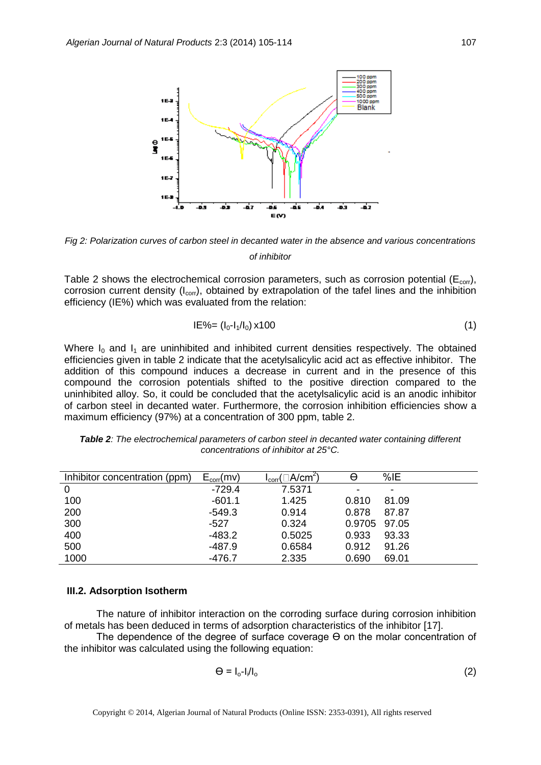Fig 2: *Polarization curves of carbon steel in decanted water in the absence and various concentrations of inhibitor*

Table 2 shows the electrochemical corrosion parameters, such as corrosion potential ($E_{corr}$), corrosion current density ($I_{corr}$), obtained by extrapolation of the tafel lines and the inhibition efficiency (IE%) which was evaluated from the relation:

$$IE\% = (I_0 - I_1/I_0) \times 100 \quad (1)$$

Where $I_0$ and $I_1$ are uninhibited and inhibited current densities respectively. The obtained efficiencies given in table 2 indicate that the acetylsalicylic acid act as effective inhibitor. The addition of this compound induces a decrease in current and in the presence of this compound the corrosion potentials shifted to the positive direction compared to the uninhibited alloy. So, it could be concluded that the acetylsalicylic acid is an anodic inhibitor of carbon steel in decanted water. Furthermore, the corrosion inhibition efficiencies show a maximum efficiency (97%) at a concentration of 300 ppm, table 2.

***Table 2**: The electrochemical parameters of carbon steel in decanted water containing different concentrations of inhibitor at 25°C.*

| Inhibitor concentration (ppm) | $E_{corr}$(mv) | $I_{corr}$(μA/cm$^2$) | Θ | %IE |
|---|---|---|---|---|
| 0 | -729.4 | 7.5371 | - | - |
| 100 | -601.1 | 1.425 | 0.810 | 81.09 |
| 200 | -549.3 | 0.914 | 0.878 | 87.87 |
| 300 | -527 | 0.324 | 0.9705 | 97.05 |
| 400 | -483.2 | 0.5025 | 0.933 | 93.33 |
| 500 | -487.9 | 0.6584 | 0.912 | 91.26 |
| 1000 | -476.7 | 2.335 | 0.690 | 69.01 |

### III.2. Adsorption Isotherm

The nature of inhibitor interaction on the corroding surface during corrosion inhibition of metals has been deduced in terms of adsorption characteristics of the inhibitor [17].

The dependence of the degree of surface coverage Θ on the molar concentration of the inhibitor was calculated using the following equation:

$$\Theta = I_o - I_i/I_o \quad (2)$$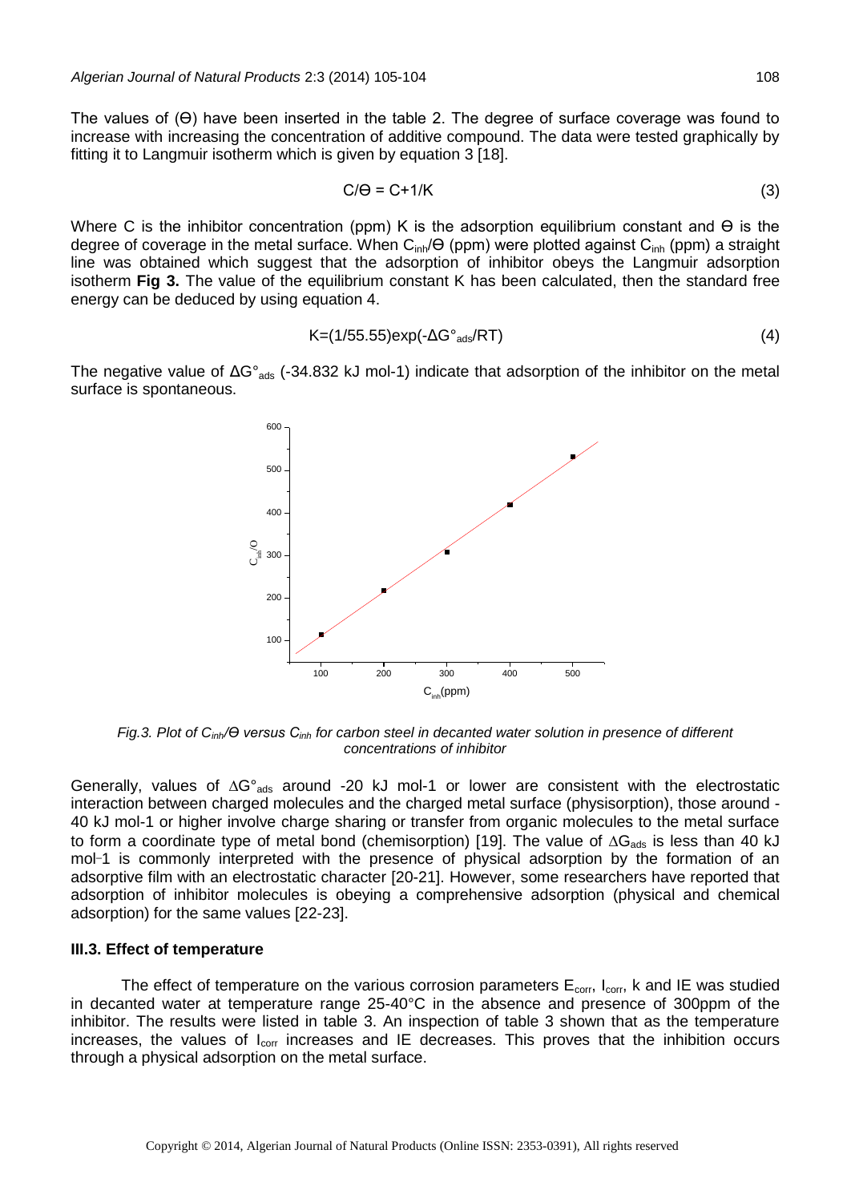The values of (Ɵ) have been inserted in the table 2. The degree of surface coverage was found to increase with increasing the concentration of additive compound. The data were tested graphically by fitting it to Langmuir isotherm which is given by equation 3 [18].

$$C/\Theta = C + 1/K \tag{3}$$

Where C is the inhibitor concentration (ppm) K is the adsorption equilibrium constant and Ɵ is the degree of coverage in the metal surface. When $C_{inh}/\Theta$ (ppm) were plotted against $C_{inh}$ (ppm) a straight line was obtained which suggest that the adsorption of inhibitor obeys the Langmuir adsorption isotherm **Fig 3.** The value of the equilibrium constant K has been calculated, then the standard free energy can be deduced by using equation 4.

$$K = (1/55.55)\exp(-\Delta G^{\circ}_{ads}/RT) \tag{4}$$

The negative value of $\Delta G^{\circ}_{ads}$ (-34.832 kJ mol-1) indicate that adsorption of the inhibitor on the metal surface is spontaneous.

*Fig.3. Plot of $C_{inh}/\Theta$ versus $C_{inh}$ for carbon steel in decanted water solution in presence of different concentrations of inhibitor*

Generally, values of $\Delta G^{\circ}_{ads}$ around -20 kJ mol-1 or lower are consistent with the electrostatic interaction between charged molecules and the charged metal surface (physisorption), those around -40 kJ mol-1 or higher involve charge sharing or transfer from organic molecules to the metal surface to form a coordinate type of metal bond (chemisorption) [19]. The value of $\Delta G_{ads}$ is less than 40 kJ mol-1 is commonly interpreted with the presence of physical adsorption by the formation of an adsorptive film with an electrostatic character [20-21]. However, some researchers have reported that adsorption of inhibitor molecules is obeying a comprehensive adsorption (physical and chemical adsorption) for the same values [22-23].

### III.3. Effect of temperature

The effect of temperature on the various corrosion parameters $E_{corr}$, $I_{corr}$, k and IE was studied in decanted water at temperature range 25-40°C in the absence and presence of 300ppm of the inhibitor. The results were listed in table 3. An inspection of table 3 shown that as the temperature increases, the values of $I_{corr}$ increases and IE decreases. This proves that the inhibition occurs through a physical adsorption on the metal surface.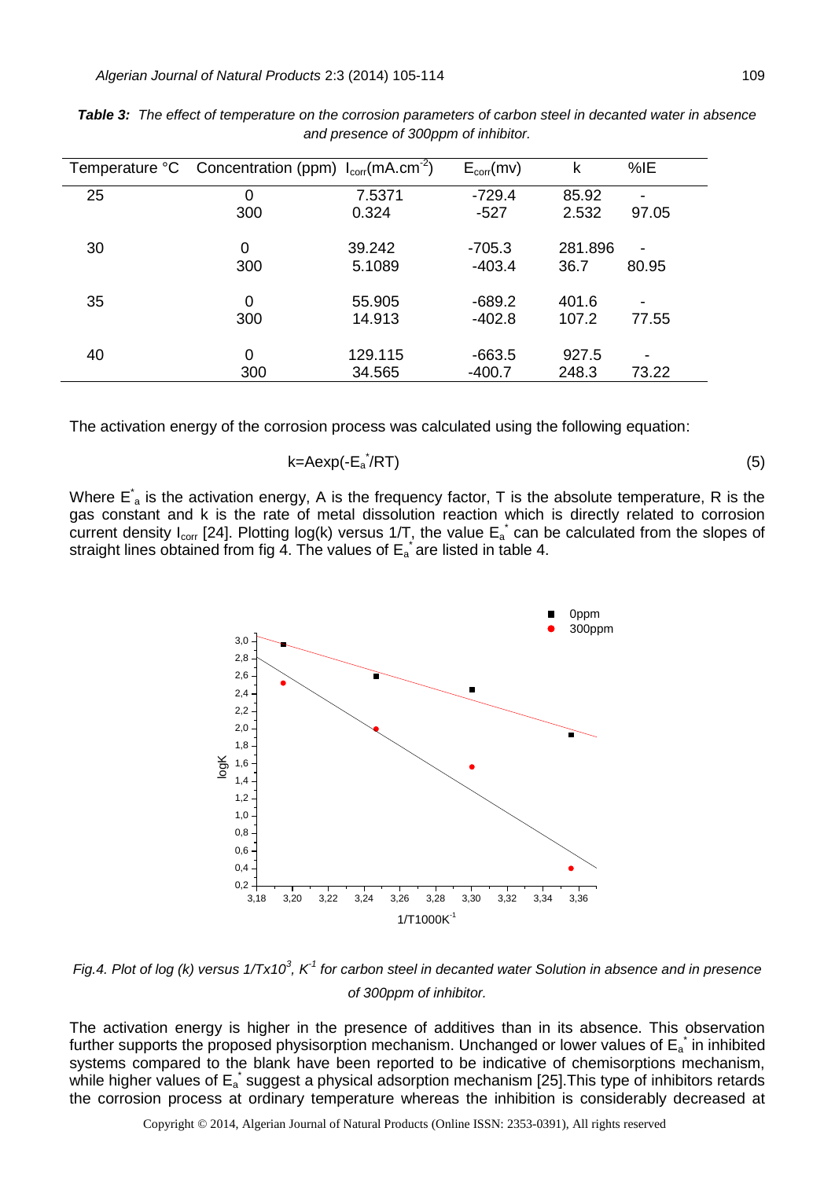***Table 3:** The effect of temperature on the corrosion parameters of carbon steel in decanted water in absence and presence of 300ppm of inhibitor.*

| Temperature °C | Concentration (ppm) | $I_{corr}$(mA.cm$^{-2}$) | $E_{corr}$(mv) | k | %IE |
|---|---|---|---|---|---|
| 25 | 0 | 7.5371 | -729.4 | 85.92 | - |
| | 300 | 0.324 | -527 | 2.532 | 97.05 |
| 30 | 0 | 39.242 | -705.3 | 281.896 | - |
| | 300 | 5.1089 | -403.4 | 36.7 | 80.95 |
| 35 | 0 | 55.905 | -689.2 | 401.6 | - |
| | 300 | 14.913 | -402.8 | 107.2 | 77.55 |
| 40 | 0 | 129.115 | -663.5 | 927.5 | - |
| | 300 | 34.565 | -400.7 | 248.3 | 73.22 |

The activation energy of the corrosion process was calculated using the following equation:

$$k=A\exp(-E_a^*/RT) \quad (5)$$

Where $E_a^*$ is the activation energy, A is the frequency factor, T is the absolute temperature, R is the gas constant and k is the rate of metal dissolution reaction which is directly related to corrosion current density $I_{corr}$ [24]. Plotting log(k) versus 1/T, the value $E_a^*$ can be calculated from the slopes of straight lines obtained from fig 4. The values of $E_a^*$ are listed in table 4.

*Fig.4. Plot of log (k) versus $1/T\times10^3$, $K^{-1}$ for carbon steel in decanted water Solution in absence and in presence of 300ppm of inhibitor.*

The activation energy is higher in the presence of additives than in its absence. This observation further supports the proposed physisorption mechanism. Unchanged or lower values of $E_a^*$ in inhibited systems compared to the blank have been reported to be indicative of chemisorptions mechanism, while higher values of $E_a^*$ suggest a physical adsorption mechanism [25].This type of inhibitors retards the corrosion process at ordinary temperature whereas the inhibition is considerably decreased at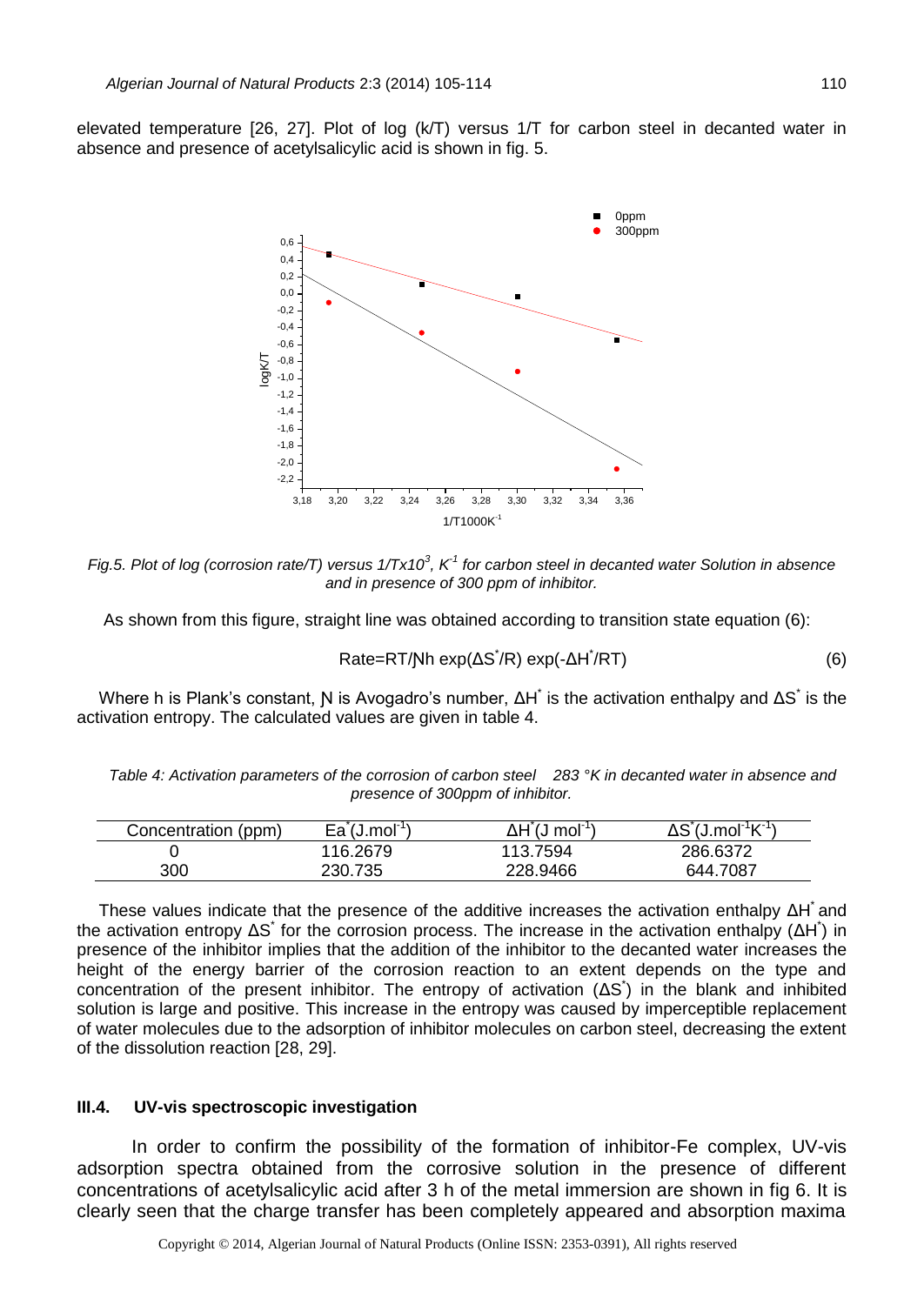elevated temperature [26, 27]. Plot of log (k/T) versus 1/T for carbon steel in decanted water in absence and presence of acetylsalicylic acid is shown in fig. 5.

*Fig.5. Plot of log (corrosion rate/T) versus $1/T x 10^3$, $K^{-1}$ for carbon steel in decanted water Solution in absence and in presence of 300 ppm of inhibitor.*

As shown from this figure, straight line was obtained according to transition state equation (6):

$$\text{Rate} = RT/Nh \exp(\Delta S^*/R) \exp(-\Delta H^*/RT) \quad (6)$$

Where h is Plank's constant, N is Avogadro's number, $\Delta H^*$ is the activation enthalpy and $\Delta S^*$ is the activation entropy. The calculated values are given in table 4.

*Table 4: Activation parameters of the corrosion of carbon steel 283 °K in decanted water in absence and presence of 300ppm of inhibitor.*

| Concentration (ppm) | $Ea^*$ ($J.mol^{-1}$) | $\Delta H^*$ ($J\ mol^{-1}$) | $\Delta S^*$ ($J.mol^{-1}K^{-1}$) |
|---|---|---|---|
| 0 | 116.2679 | 113.7594 | 286.6372 |
| 300 | 230.735 | 228.9466 | 644.7087 |

These values indicate that the presence of the additive increases the activation enthalpy $\Delta H^*$ and the activation entropy $\Delta S^*$ for the corrosion process. The increase in the activation enthalpy ($\Delta H^*$) in presence of the inhibitor implies that the addition of the inhibitor to the decanted water increases the height of the energy barrier of the corrosion reaction to an extent depends on the type and concentration of the present inhibitor. The entropy of activation ($\Delta S^*$) in the blank and inhibited solution is large and positive. This increase in the entropy was caused by imperceptible replacement of water molecules due to the adsorption of inhibitor molecules on carbon steel, decreasing the extent of the dissolution reaction [28, 29].

### III.4. UV-vis spectroscopic investigation

In order to confirm the possibility of the formation of inhibitor-Fe complex, UV-vis adsorption spectra obtained from the corrosive solution in the presence of different concentrations of acetylsalicylic acid after 3 h of the metal immersion are shown in fig 6. It is clearly seen that the charge transfer has been completely appeared and absorption maxima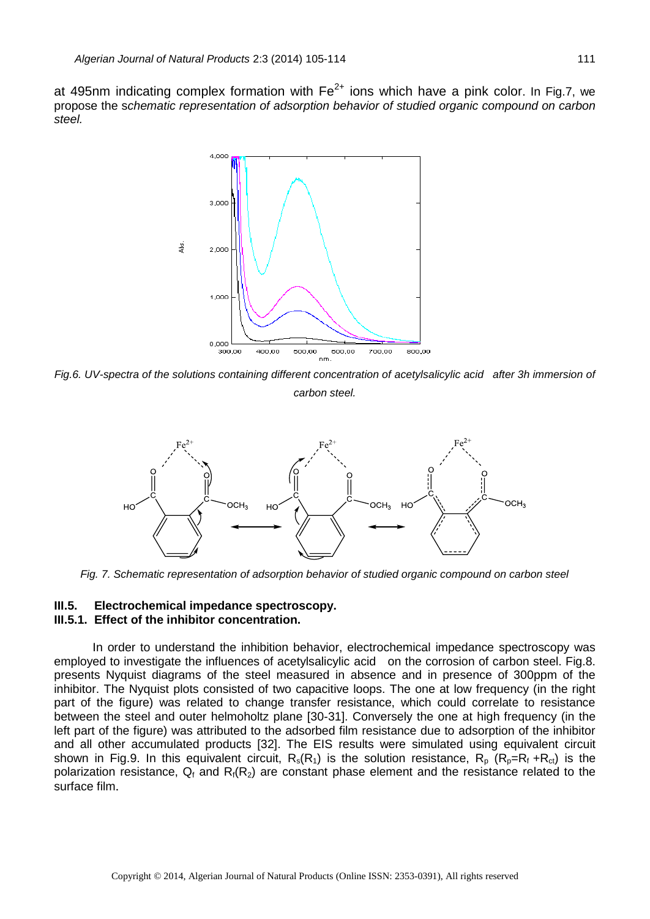at 495nm indicating complex formation with $Fe^{2+}$ ions which have a pink color. In Fig.7, we propose the s*chematic representation of adsorption behavior of studied organic compound on carbon steel.*

*Fig.6. UV-spectra of the solutions containing different concentration of acetylsalicylic acid after 3h immersion of carbon steel.*

*Fig. 7. Schematic representation of adsorption behavior of studied organic compound on carbon steel*

### III.5. Electrochemical impedance spectroscopy.

#### III.5.1. Effect of the inhibitor concentration.

In order to understand the inhibition behavior, electrochemical impedance spectroscopy was employed to investigate the influences of acetylsalicylic acid on the corrosion of carbon steel. Fig.8. presents Nyquist diagrams of the steel measured in absence and in presence of 300ppm of the inhibitor. The Nyquist plots consisted of two capacitive loops. The one at low frequency (in the right part of the figure) was related to change transfer resistance, which could correlate to resistance between the steel and outer helmoholtz plane [30-31]. Conversely the one at high frequency (in the left part of the figure) was attributed to the adsorbed film resistance due to adsorption of the inhibitor and all other accumulated products [32]. The EIS results were simulated using equivalent circuit shown in Fig.9. In this equivalent circuit, $R_s(R_1)$ is the solution resistance, $R_p$ ($R_p$=$R_f$ +$R_{ct}$) is the polarization resistance, $Q_f$ and $R_f(R_2)$ are constant phase element and the resistance related to the surface film.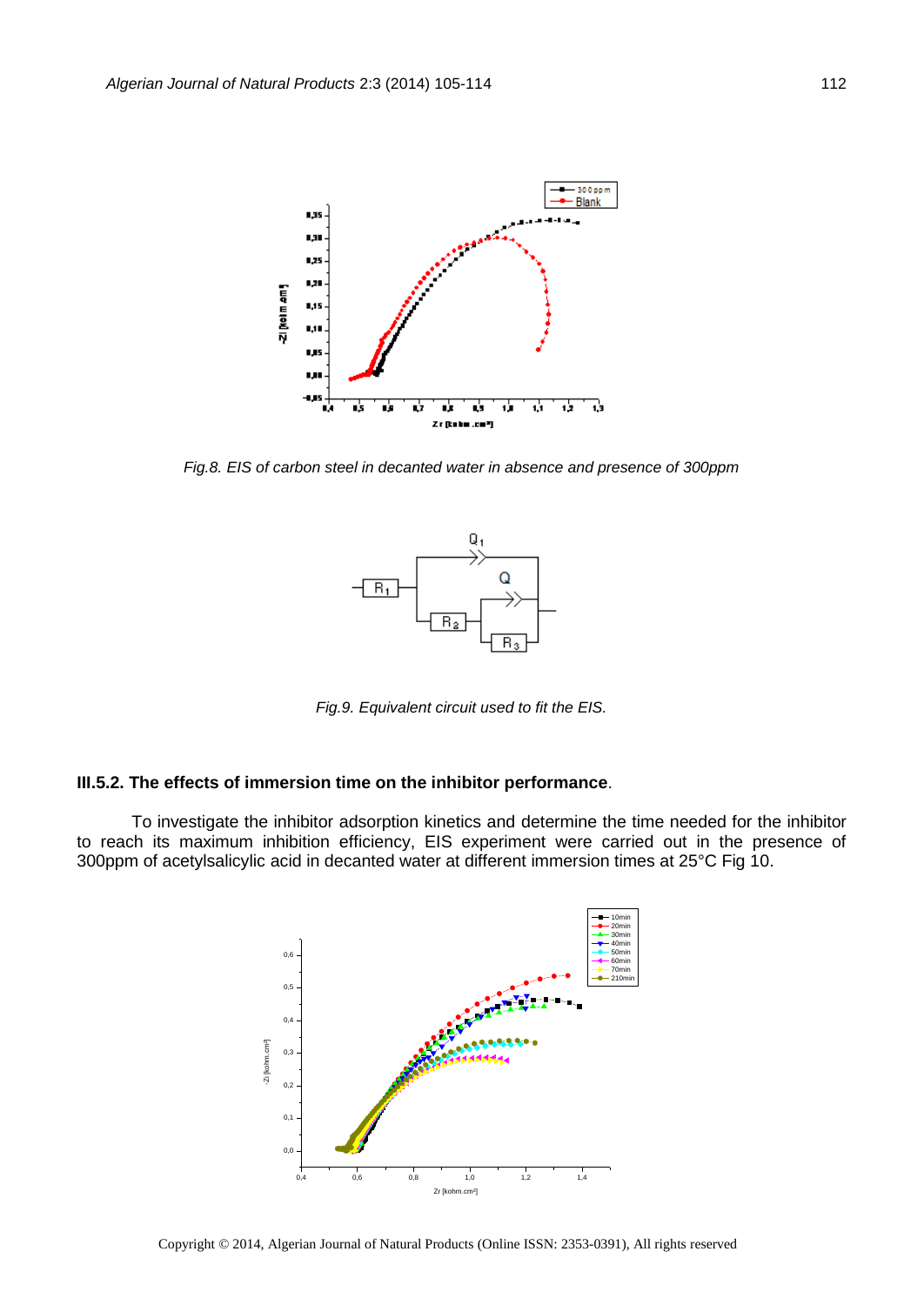*Fig.8. EIS of carbon steel in decanted water in absence and presence of 300ppm*

*Fig.9. Equivalent circuit used to fit the EIS.*

### III.5.2. The effects of immersion time on the inhibitor performance.

To investigate the inhibitor adsorption kinetics and determine the time needed for the inhibitor to reach its maximum inhibition efficiency, EIS experiment were carried out in the presence of 300ppm of acetylsalicylic acid in decanted water at different immersion times at 25°C Fig 10.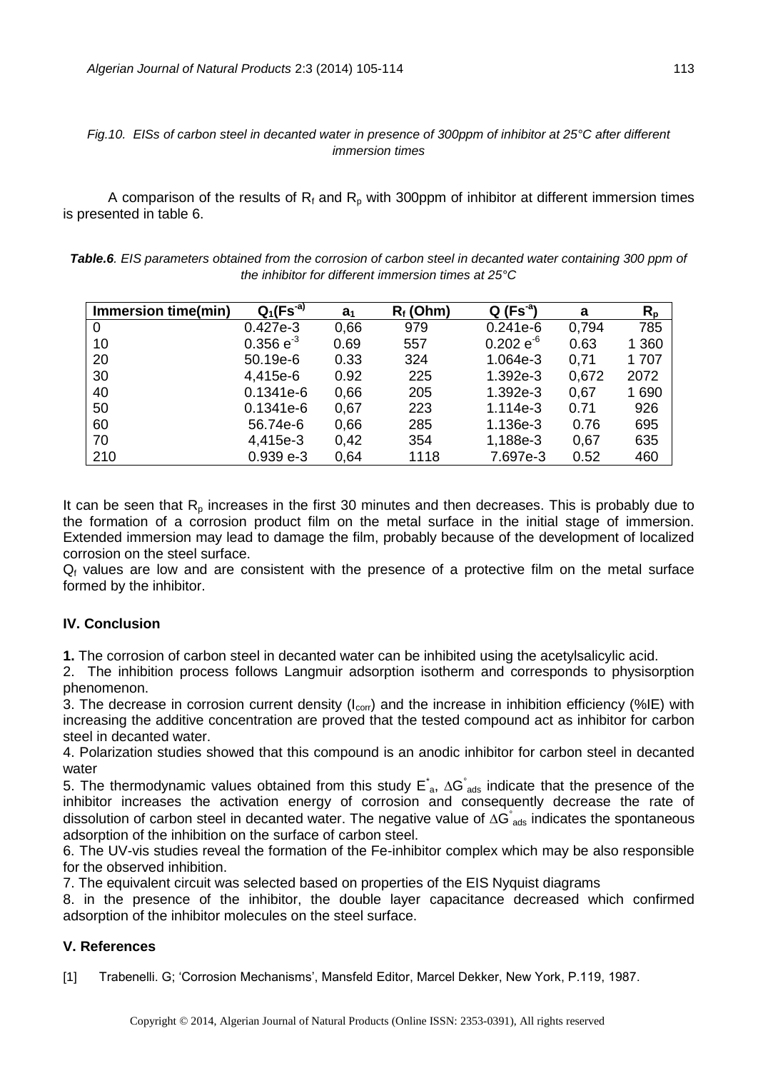*Fig.10. EISs of carbon steel in decanted water in presence of 300ppm of inhibitor at 25°C after different immersion times*

A comparison of the results of $R_f$ and $R_p$ with 300ppm of inhibitor at different immersion times is presented in table 6.

***Table.6**. EIS parameters obtained from the corrosion of carbon steel in decanted water containing 300 ppm of the inhibitor for different immersion times at 25°C*

| Immersion time(min) | $Q_1(Fs^{-a)}$ | $a_1$ | $R_f$ (Ohm) | Q ($Fs^{-a}$) | a | $R_p$ |
|---|---|---|---|---|---|---|
| 0 | 0.427e-3 | 0,66 | 979 | 0.241e-6 | 0,794 | 785 |
| 10 | 0.356 $e^{-3}$ | 0.69 | 557 | 0.202 $e^{-6}$ | 0.63 | 1 360 |
| 20 | 50.19e-6 | 0.33 | 324 | 1.064e-3 | 0,71 | 1 707 |
| 30 | 4,415e-6 | 0.92 | 225 | 1.392e-3 | 0,672 | 2072 |
| 40 | 0.1341e-6 | 0,66 | 205 | 1.392e-3 | 0,67 | 1 690 |
| 50 | 0.1341e-6 | 0,67 | 223 | 1.114e-3 | 0.71 | 926 |
| 60 | 56.74e-6 | 0,66 | 285 | 1.136e-3 | 0.76 | 695 |
| 70 | 4,415e-3 | 0,42 | 354 | 1,188e-3 | 0,67 | 635 |
| 210 | 0.939 e-3 | 0,64 | 1118 | 7.697e-3 | 0.52 | 460 |

It can be seen that $R_p$ increases in the first 30 minutes and then decreases. This is probably due to the formation of a corrosion product film on the metal surface in the initial stage of immersion. Extended immersion may lead to damage the film, probably because of the development of localized corrosion on the steel surface.

$Q_f$ values are low and are consistent with the presence of a protective film on the metal surface formed by the inhibitor.

## IV. Conclusion

**1.** The corrosion of carbon steel in decanted water can be inhibited using the acetylsalicylic acid.

2. The inhibition process follows Langmuir adsorption isotherm and corresponds to physisorption phenomenon.

3. The decrease in corrosion current density ($I_{corr}$) and the increase in inhibition efficiency (%IE) with increasing the additive concentration are proved that the tested compound act as inhibitor for carbon steel in decanted water.

4. Polarization studies showed that this compound is an anodic inhibitor for carbon steel in decanted water

5. The thermodynamic values obtained from this study $E^*_a$, $\Delta G^\circ_{ads}$ indicate that the presence of the inhibitor increases the activation energy of corrosion and consequently decrease the rate of dissolution of carbon steel in decanted water. The negative value of $\Delta G^\circ_{ads}$ indicates the spontaneous adsorption of the inhibition on the surface of carbon steel.

6. The UV-vis studies reveal the formation of the Fe-inhibitor complex which may be also responsible for the observed inhibition.

7. The equivalent circuit was selected based on properties of the EIS Nyquist diagrams

8. in the presence of the inhibitor, the double layer capacitance decreased which confirmed adsorption of the inhibitor molecules on the steel surface.

## V. References

[1] Trabenelli. G; 'Corrosion Mechanisms', Mansfeld Editor, Marcel Dekker, New York, P.119, 1987.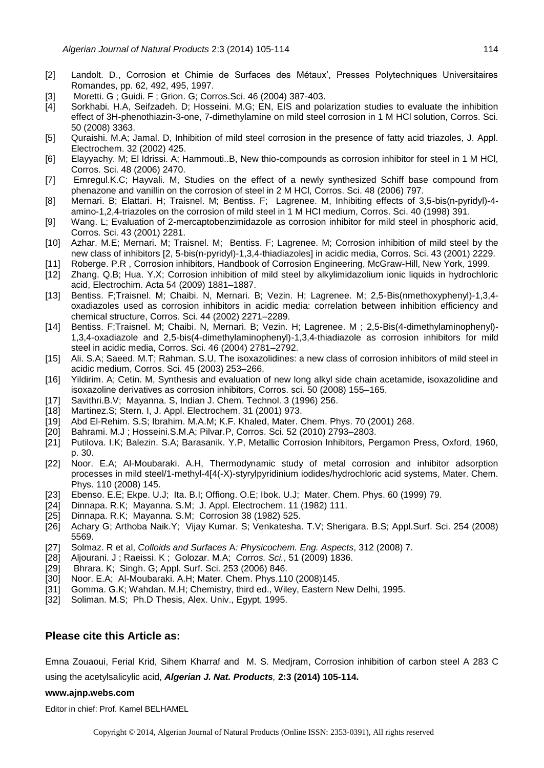[2] Landolt. D., Corrosion et Chimie de Surfaces des Métaux', Presses Polytechniques Universitaires Romandes, pp. 62, 492, 495, 1997.

[3] Moretti. G ; Guidi. F ; Grion. G; Corros.Sci. 46 (2004) 387-403.

[4] Sorkhabi. H.A, Seifzadeh. D; Hosseini. M.G; EN, EIS and polarization studies to evaluate the inhibition effect of 3H-phenothiazin-3-one, 7-dimethylamine on mild steel corrosion in 1 M HCl solution, Corros. Sci. 50 (2008) 3363.

[5] Quraishi. M.A; Jamal. D, Inhibition of mild steel corrosion in the presence of fatty acid triazoles, J. Appl. Electrochem. 32 (2002) 425.

[6] Elayyachy. M; El Idrissi. A; Hammouti..B, New thio-compounds as corrosion inhibitor for steel in 1 M HCl, Corros. Sci. 48 (2006) 2470.

[7] Emregul.K.C; Hayvali. M, Studies on the effect of a newly synthesized Schiff base compound from phenazone and vanillin on the corrosion of steel in 2 M HCl, Corros. Sci. 48 (2006) 797.

[8] Mernari. B; Elattari. H; Traisnel. M; Bentiss. F; Lagrenee. M, Inhibiting effects of 3,5-bis(n-pyridyl)-4-amino-1,2,4-triazoles on the corrosion of mild steel in 1 M HCl medium, Corros. Sci. 40 (1998) 391.

[9] Wang. L; Evaluation of 2-mercaptobenzimidazole as corrosion inhibitor for mild steel in phosphoric acid, Corros. Sci. 43 (2001) 2281.

[10] Azhar. M.E; Mernari. M; Traisnel. M; Bentiss. F; Lagrenee. M; Corrosion inhibition of mild steel by the new class of inhibitors [2, 5-bis(n-pyridyl)-1,3,4-thiadiazoles] in acidic media, Corros. Sci. 43 (2001) 2229.

[11] Roberge. P.R , Corrosion inhibitors, Handbook of Corrosion Engineering, McGraw-Hill, New York, 1999.

[12] Zhang. Q.B; Hua. Y.X; Corrosion inhibition of mild steel by alkylimidazolium ionic liquids in hydrochloric acid, Electrochim. Acta 54 (2009) 1881–1887.

[13] Bentiss. F;Traisnel. M; Chaibi. N, Mernari. B; Vezin. H; Lagrenee. M; 2,5-Bis(nmethoxyphenyl)-1,3,4-oxadiazoles used as corrosion inhibitors in acidic media: correlation between inhibition efficiency and chemical structure, Corros. Sci. 44 (2002) 2271–2289.

[14] Bentiss. F;Traisnel. M; Chaibi. N, Mernari. B; Vezin. H; Lagrenee. M ; 2,5-Bis(4-dimethylaminophenyl)-1,3,4-oxadiazole and 2,5-bis(4-dimethylaminophenyl)-1,3,4-thiadiazole as corrosion inhibitors for mild steel in acidic media, Corros. Sci. 46 (2004) 2781–2792.

[15] Ali. S.A; Saeed. M.T; Rahman. S.U, The isoxazolidines: a new class of corrosion inhibitors of mild steel in acidic medium, Corros. Sci. 45 (2003) 253–266.

[16] Yildirim. A; Cetin. M, Synthesis and evaluation of new long alkyl side chain acetamide, isoxazolidine and isoxazoline derivatives as corrosion inhibitors, Corros. sci. 50 (2008) 155–165.

[17] Savithri.B.V; Mayanna. S, Indian J. Chem. Technol. 3 (1996) 256.

[18] Martinez.S; Stern. I, J. Appl. Electrochem. 31 (2001) 973.

[19] Abd El-Rehim. S.S; Ibrahim. M.A.M; K.F. Khaled, Mater. Chem. Phys. 70 (2001) 268.

[20] Bahrami. M.J ; Hosseini.S.M.A; Pilvar.P, Corros. Sci. 52 (2010) 2793–2803.

[21] Putilova. I.K; Balezin. S.A; Barasanik. Y.P, Metallic Corrosion Inhibitors, Pergamon Press, Oxford, 1960, p. 30.

[22] Noor. E.A; Al-Moubaraki. A.H, Thermodynamic study of metal corrosion and inhibitor adsorption processes in mild steel/1-methyl-4[4(-X)-styrylpyridinium iodides/hydrochloric acid systems, Mater. Chem. Phys. 110 (2008) 145.

[23] Ebenso. E.E; Ekpe. U.J; Ita. B.I; Offiong. O.E; Ibok. U.J; Mater. Chem. Phys. 60 (1999) 79.

[24] Dinnapa. R.K; Mayanna. S.M; J. Appl. Electrochem. 11 (1982) 111.

[25] Dinnapa. R.K; Mayanna. S.M; Corrosion 38 (1982) 525.

[26] Achary G; Arthoba Naik.Y; Vijay Kumar. S; Venkatesha. T.V; Sherigara. B.S; Appl.Surf. Sci. 254 (2008) 5569.

[27] Solmaz. R et al, *Colloids and Surfaces A: Physicochem. Eng. Aspects*, 312 (2008) 7.

[28] Aljourani. J ; Raeissi. K ; Golozar. M.A; *Corros. Sci.*, 51 (2009) 1836.

[29] Bhrara. K; Singh. G; Appl. Surf. Sci. 253 (2006) 846.

[30] Noor. E.A; Al-Moubaraki. A.H; Mater. Chem. Phys.110 (2008)145.

[31] Gomma. G.K; Wahdan. M.H; Chemistry, third ed., Wiley, Eastern New Delhi, 1995.

[32] Soliman. M.S; Ph.D Thesis, Alex. Univ., Egypt, 1995.

## Please cite this Article as:

Emna Zouaoui, Ferial Krid, Sihem Kharraf and M. S. Medjram, Corrosion inhibition of carbon steel A 283 C using the acetylsalicylic acid, ***Algerian J. Nat. Products*, 2:3 (2014) 105-114.**

**www.ajnp.webs.com**

Editor in chief: Prof. Kamel BELHAMEL

Copyright © 2014, Algerian Journal of Natural Products (Online ISSN: 2353-0391), All rights reserved